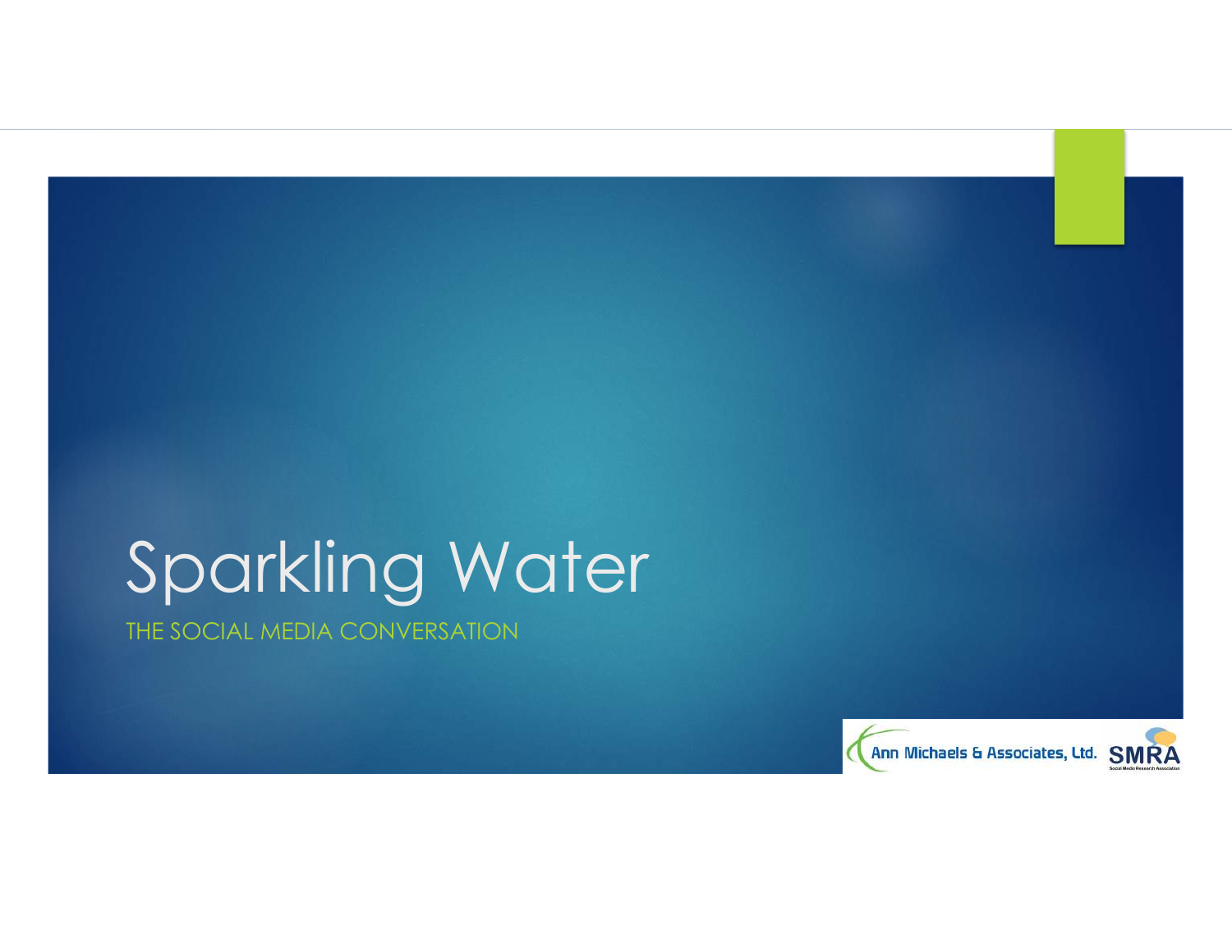# Sparkling Water

## THE SOCIAL MEDIA CONVERSATION

Ann Michaels & Associates, Ltd. SMRA Social Media Research Association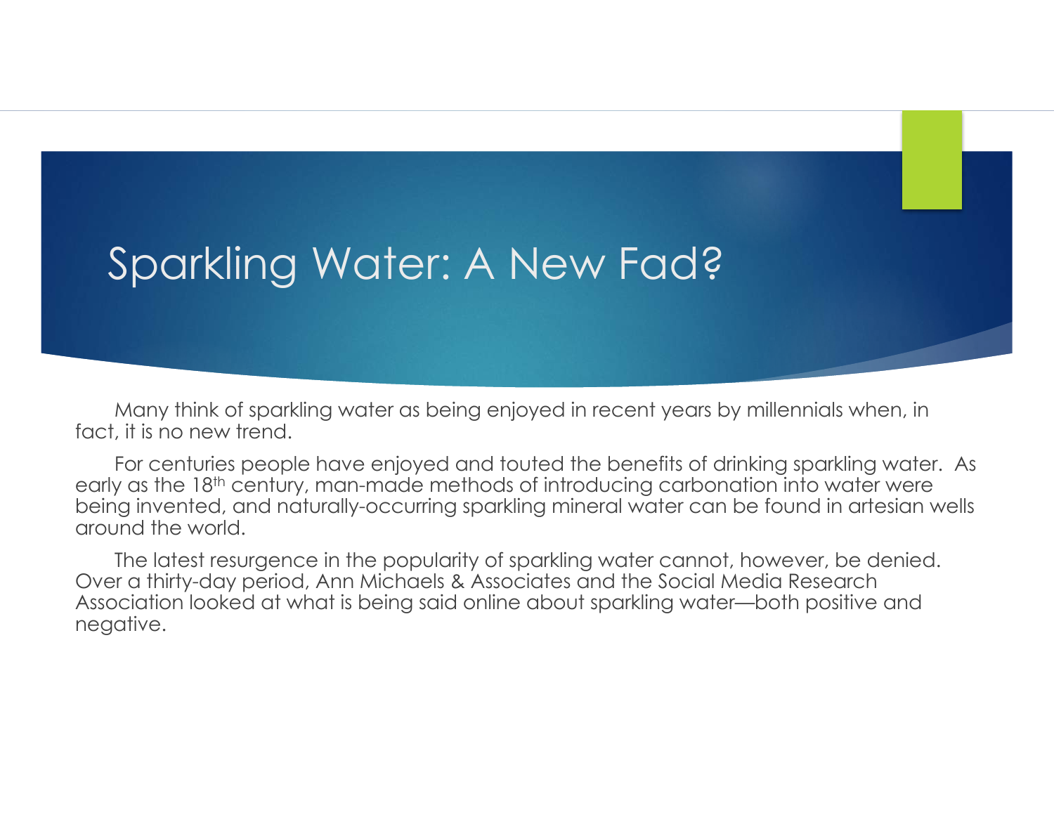# Sparkling Water: A New Fad?

Many think of sparkling water as being enjoyed in recent years by millennials when, in fact, it is no new trend.

For centuries people have enjoyed and touted the benefits of drinking sparkling water. As early as the 18th century, man-made methods of introducing carbonation into water were being invented, and naturally-occurring sparkling mineral water can be found in artesian wells around the world.

The latest resurgence in the popularity of sparkling water cannot, however, be denied. Over a thirty-day period, Ann Michaels & Associates and the Social Media Research Association looked at what is being said online about sparkling water—both positive and negative.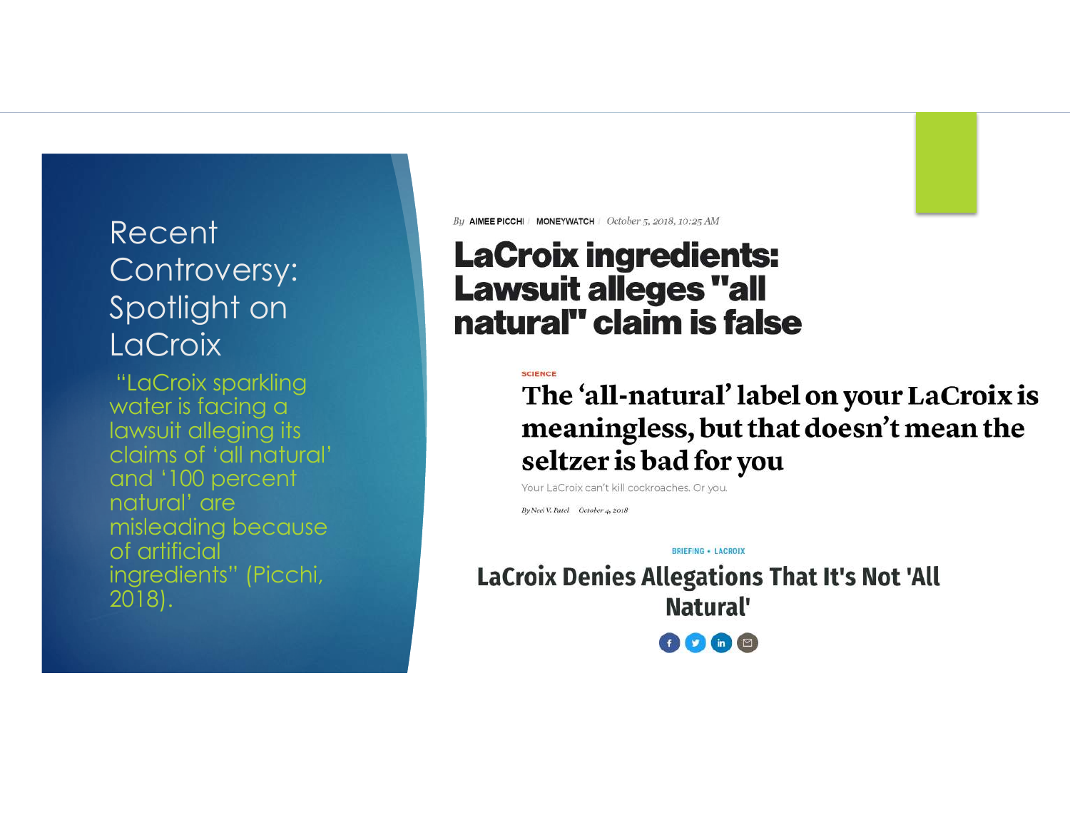# Recent Controversy: Spotlight on LaCroix

"LaCroix sparkling water is facing a lawsuit alleging its claims of 'all natural' and '100 percent natural' are misleading because of artificial ingredients" (Picchi, 2018).

By AIMEE PICCHI | MONEYWATCH | October 5, 2018, 10:25 AM

## LaCroix ingredients: Lawsuit alleges "all natural" claim is false

SCIENCE

## The 'all-natural' label on your LaCroix is meaningless, but that doesn't mean the seltzer is bad for you

Your LaCroix can't kill cockroaches. Or you.

By Neel V. Patel October 4, 2018

BRIEFING • LACROIX

## LaCroix Denies Allegations That It's Not 'All Natural'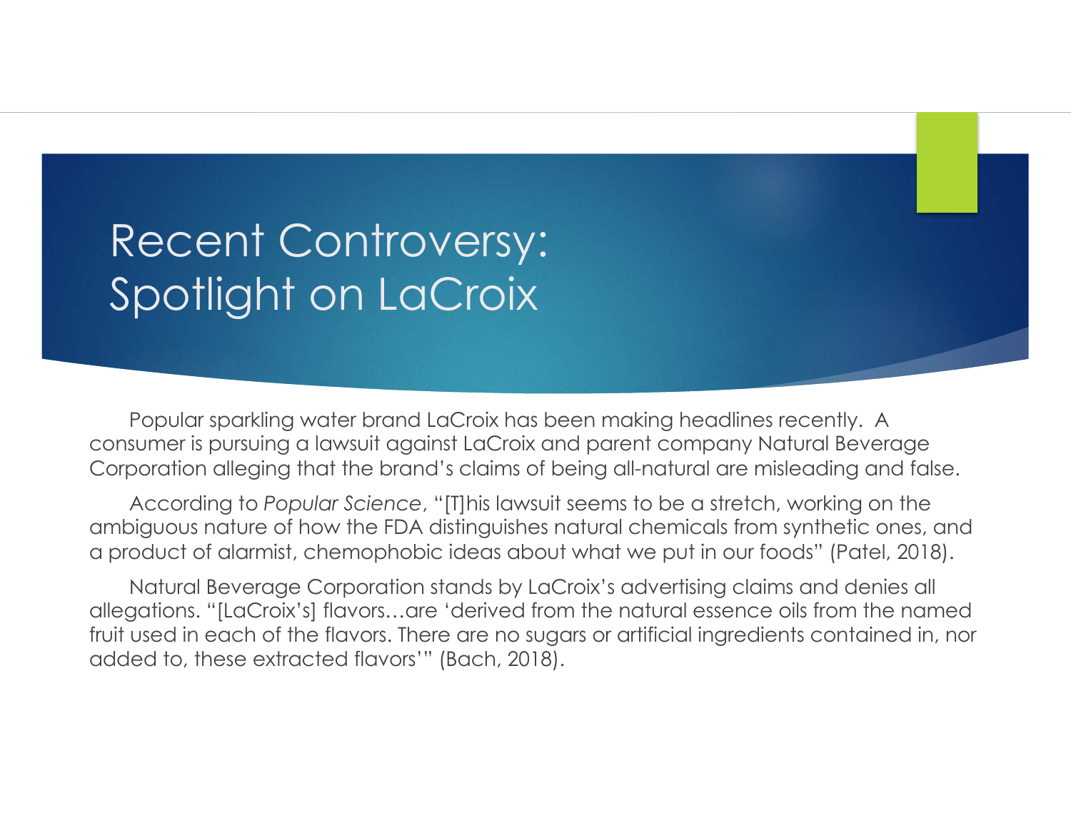# Recent Controversy: Spotlight on LaCroix

Popular sparkling water brand LaCroix has been making headlines recently. A consumer is pursuing a lawsuit against LaCroix and parent company Natural Beverage Corporation alleging that the brand's claims of being all-natural are misleading and false.

According to *Popular Science*, "[T]his lawsuit seems to be a stretch, working on the ambiguous nature of how the FDA distinguishes natural chemicals from synthetic ones, and a product of alarmist, chemophobic ideas about what we put in our foods" (Patel, 2018).

Natural Beverage Corporation stands by LaCroix's advertising claims and denies all allegations. "[LaCroix's] flavors…are 'derived from the natural essence oils from the named fruit used in each of the flavors. There are no sugars or artificial ingredients contained in, nor added to, these extracted flavors'" (Bach, 2018).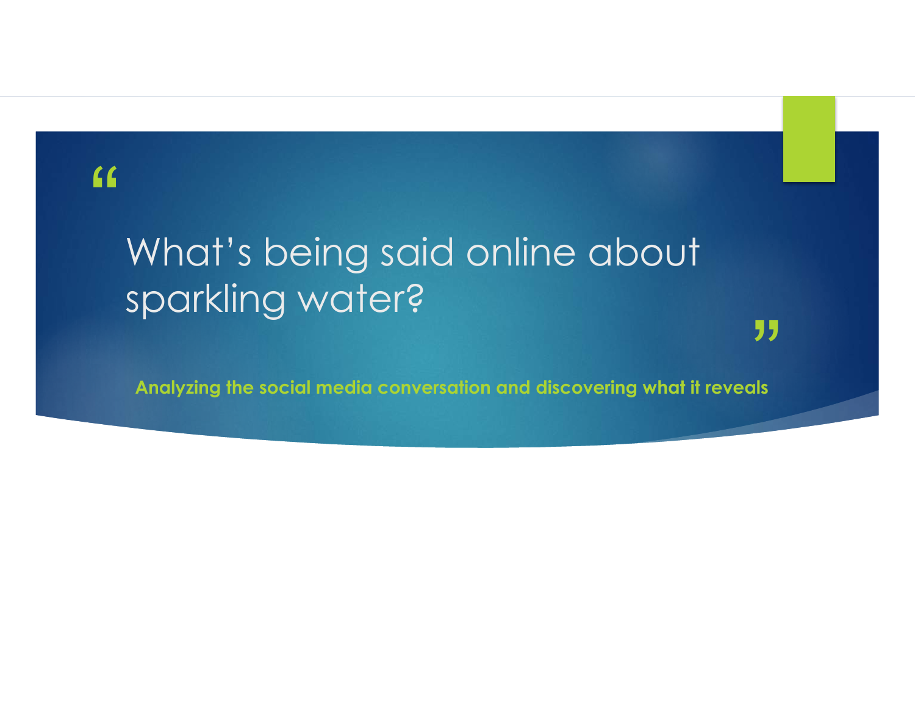# What's being said online about sparkling water?

**Analyzing the social media conversation and discovering what it reveals**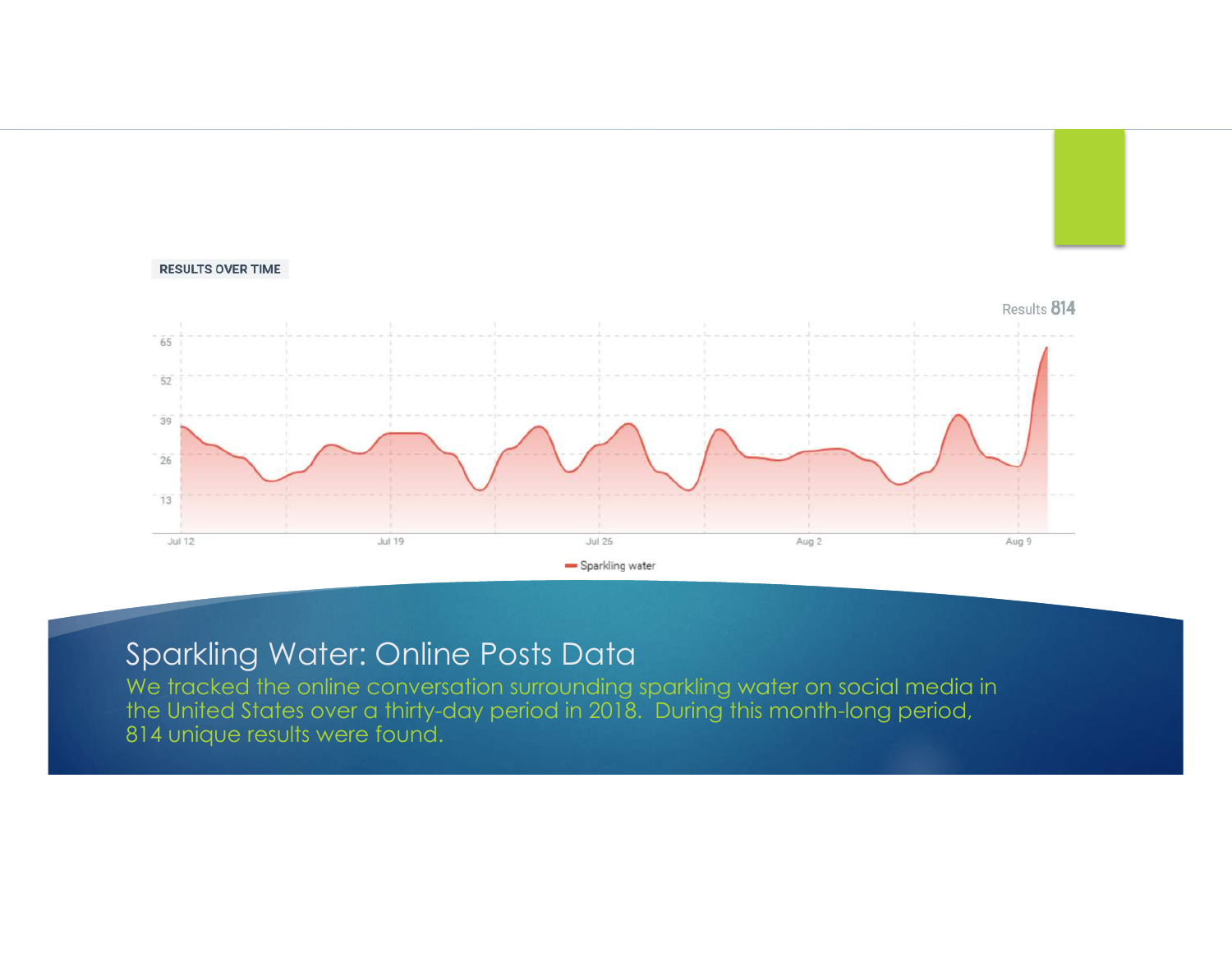RESULTS OVER TIME

Results 814

65
52
39
26
13

Jul 12 Jul 19 Jul 26 Aug 2 Aug 9

Sparkling water

# Sparkling Water: Online Posts Data

We tracked the online conversation surrounding sparkling water on social media in the United States over a thirty-day period in 2018. During this month-long period, 814 unique results were found.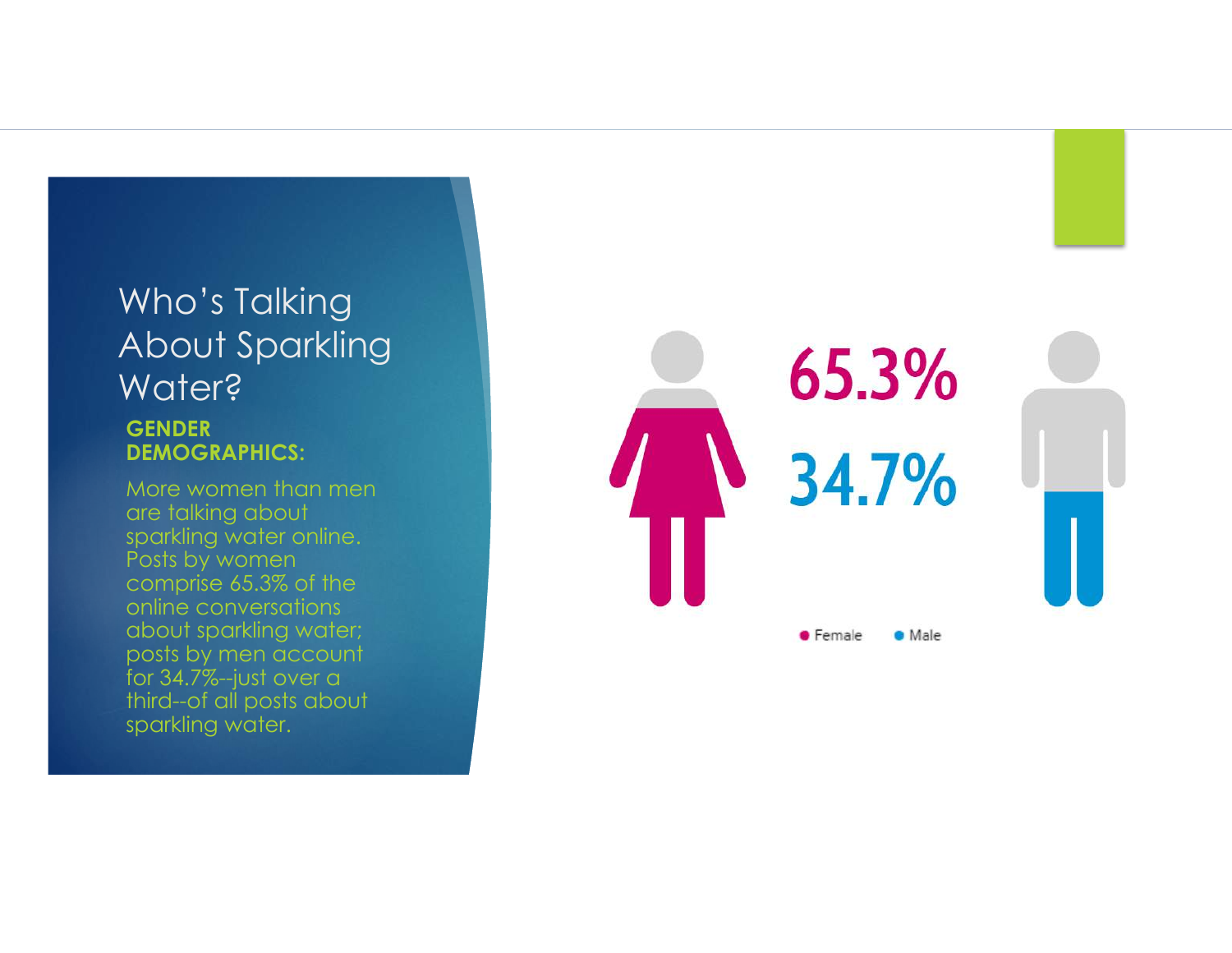# Who's Talking About Sparkling Water?

**GENDER DEMOGRAPHICS:**

More women than men are talking about sparkling water online. Posts by women comprise 65.3% of the online conversations about sparkling water; posts by men account for 34.7%--just over a third--of all posts about sparkling water.

65.3%

34.7%

Female   Male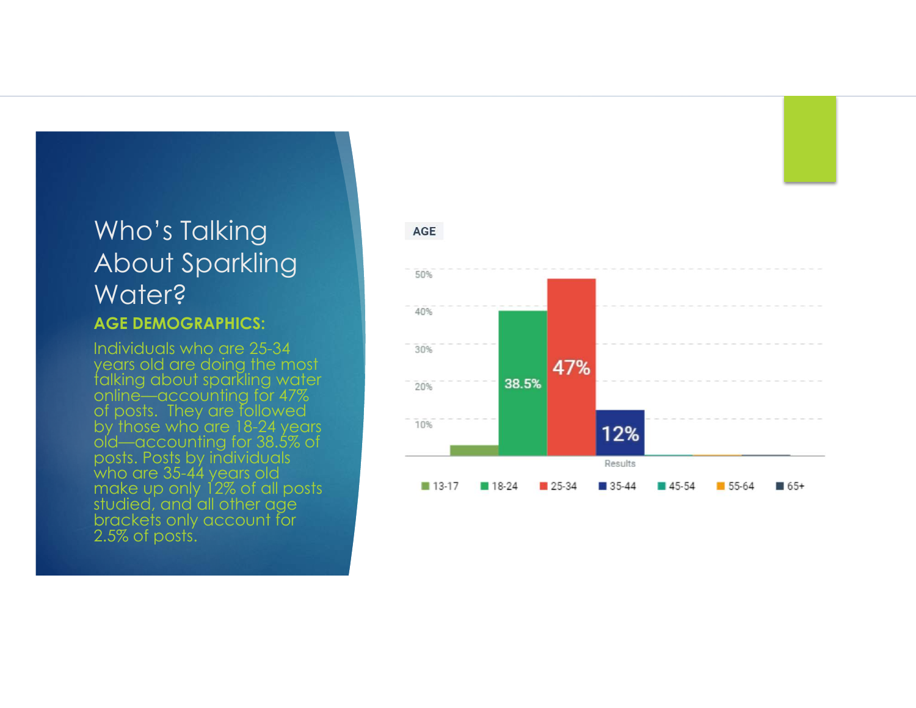# Who's Talking About Sparkling Water?

**AGE DEMOGRAPHICS:**

Individuals who are 25-34 years old are doing the most talking about sparkling water online—accounting for 47% of posts. They are followed by those who are 18-24 years old—accounting for 38.5% of posts. Posts by individuals who are 35-44 years old make up only 12% of all posts studied, and all other age brackets only account for 2.5% of posts.

AGE

| Age | Results |
|---|---|
| 13-17 | |
| 18-24 | 38.5% |
| 25-34 | 47% |
| 35-44 | 12% |
| 45-54 | |
| 55-64 | |
| 65+ | |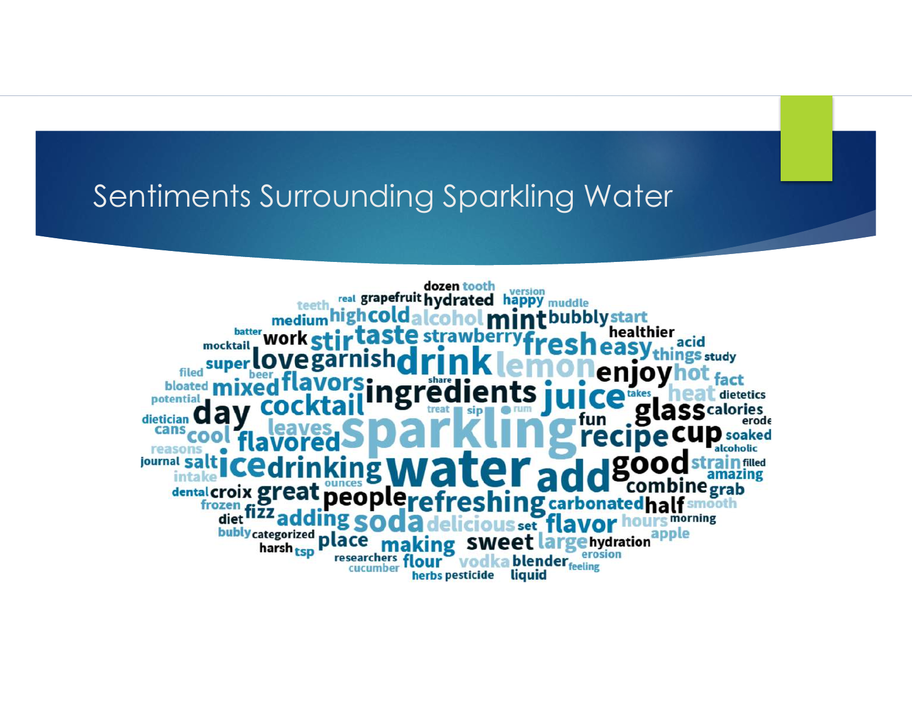# Sentiments Surrounding Sparkling Water

dozen tooth version teeth real grapefruit hydrated happy muddle medium high cold alcohol mint bubbly start batter work stir taste strawberry fresh healthier mocktail easy acid love garnish drink lemon things study filed super enjoy hot fact beer bloated mixed flavors share ingredients juice takes heat dietetics potential cocktail treat sip rum glass calories dietician day fun erode cans leaves sparkling cool recipe cup soaked reasons flavored alcoholic journal salt ice drinking water add good strain filled intake amazing ounces dental croix great combine grab frozen people refreshing carbonated half smooth diet fizz adding soda delicious set flavor hours morning bubly categorized place making sweet large hydration apple harsh tsp researchers flour vodka blender erosion cucumber feeling herbs pesticide liquid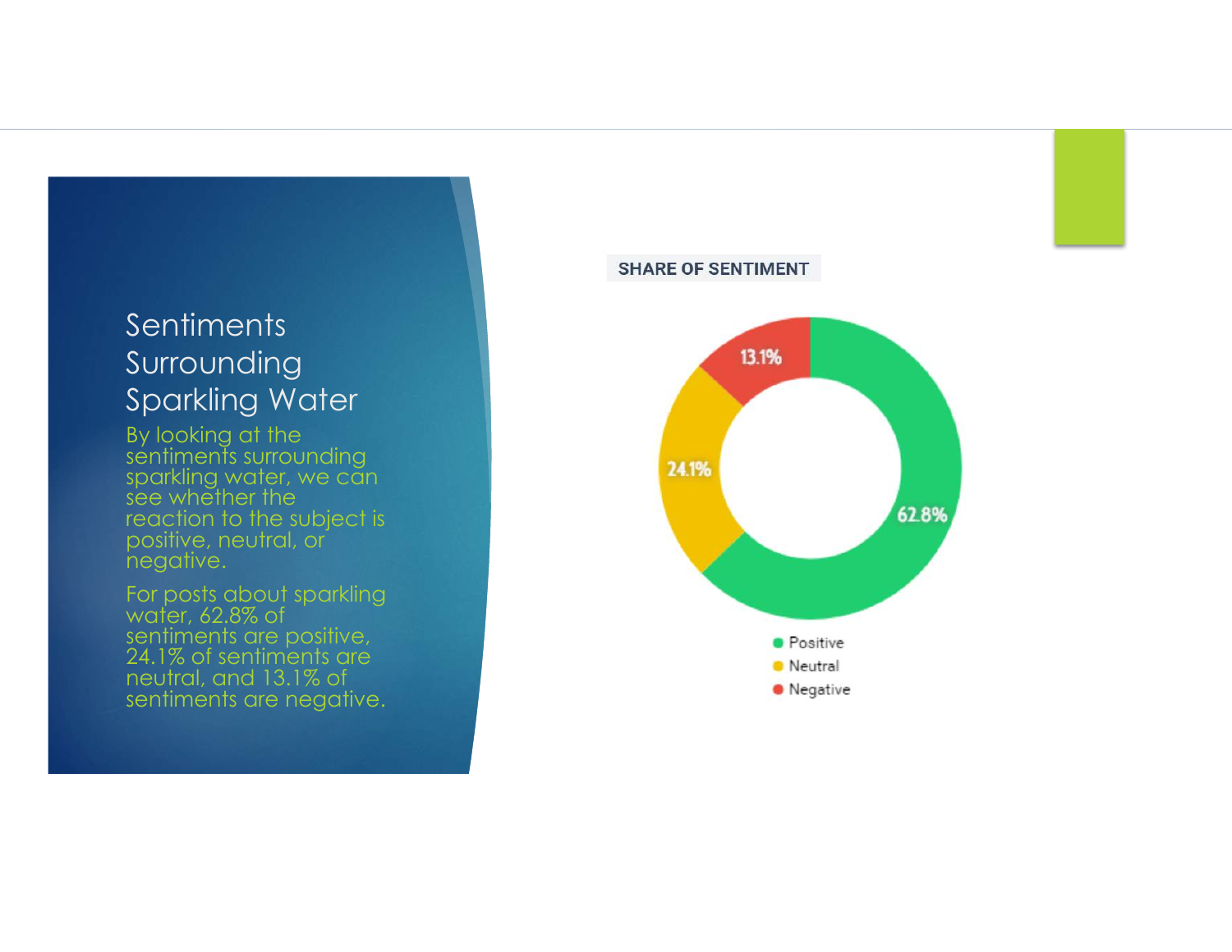# Sentiments Surrounding Sparkling Water

By looking at the sentiments surrounding sparkling water, we can see whether the reaction to the subject is positive, neutral, or negative.

For posts about sparkling water, 62.8% of sentiments are positive, 24.1% of sentiments are neutral, and 13.1% of sentiments are negative.

**SHARE OF SENTIMENT**

| Sentiment | Share |
|---|---|
| Positive | 62.8% |
| Neutral | 24.1% |
| Negative | 13.1% |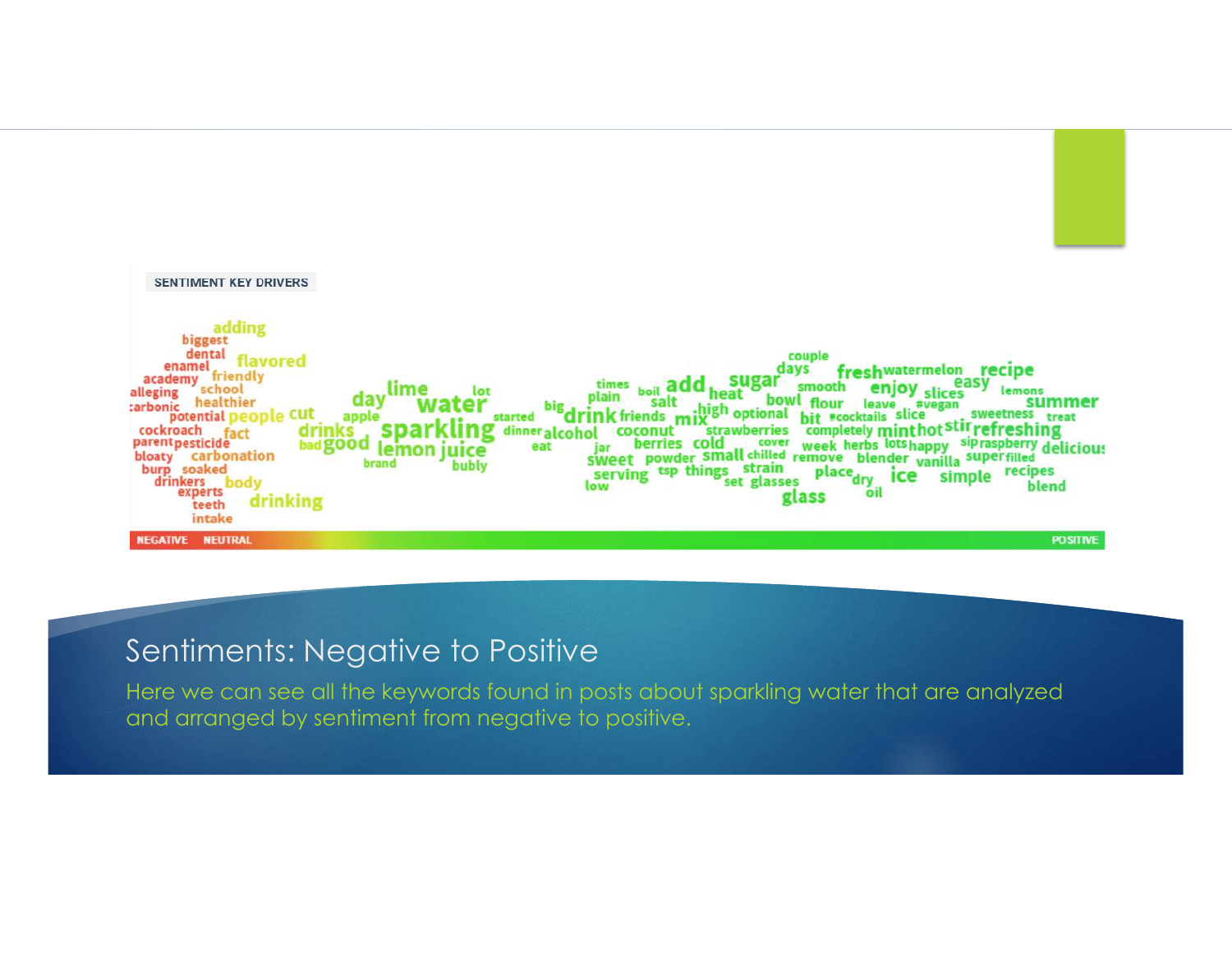SENTIMENT KEY DRIVERS

adding biggest dental enamel flavored academy friendly alleging school carbonic healthier potential people cut cockroach fact drinks parent pesticide bad good bloaty carbonation burp soaked drinkers body experts teeth drinking intake day lime water lot apple sparkling started lemon juice brand bubly big drink dinner alcohol eat times boil add plain salt friends mix high heat sugar couple days fresh watermelon recipe smooth enjoy slices easy lemons bowl flour leave #vegan summer optional bit #cocktails slice sweetness treat coconut strawberries completely mint hot stir refreshing jar berries cold cover week herbs lots happy sip raspberry delicious sweet powder small chilled remove blender vanilla super filled serving tsp things strain place dry ice simple recipes low set glasses oil blend glass

NEGATIVE NEUTRAL POSITIVE

## Sentiments: Negative to Positive

Here we can see all the keywords found in posts about sparkling water that are analyzed and arranged by sentiment from negative to positive.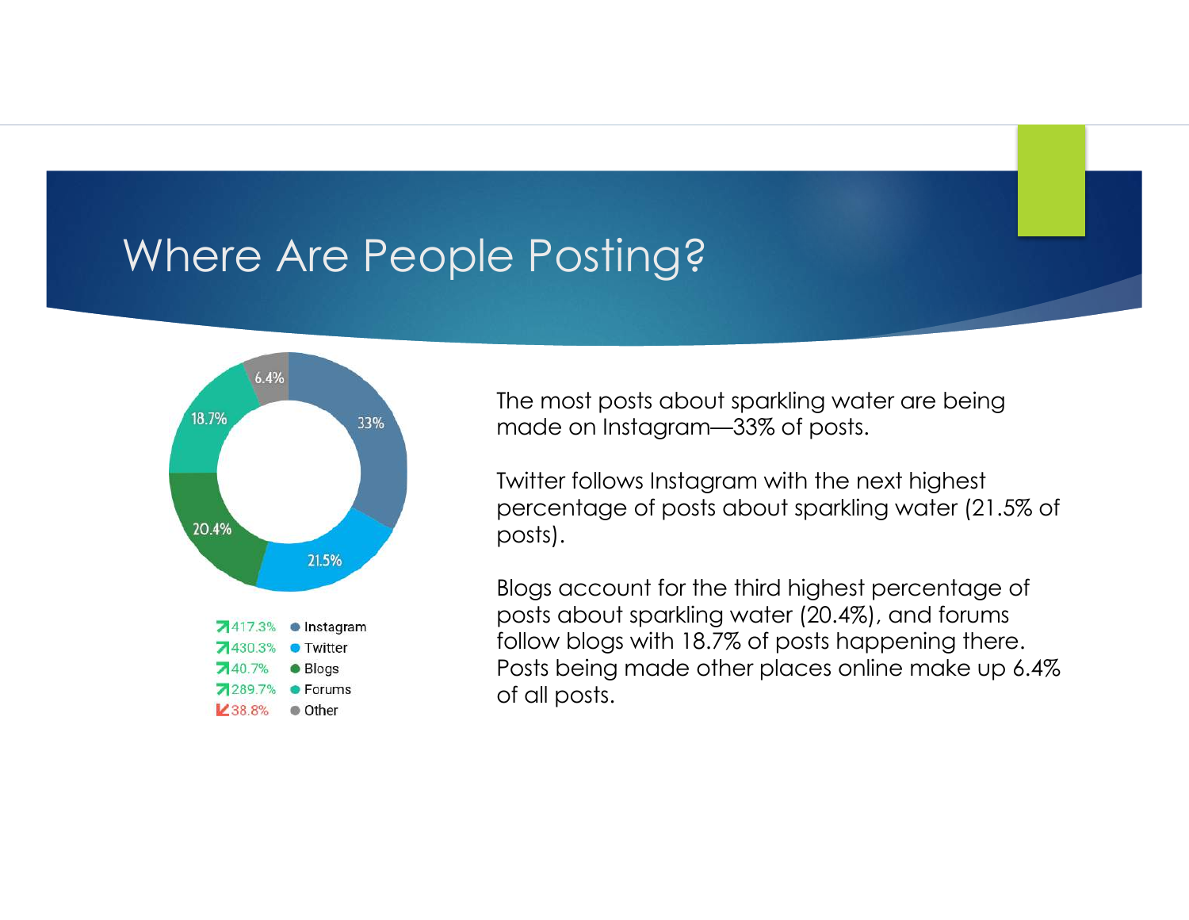# Where Are People Posting?

| Change | Source | Share |
|---|---|---|
| ↗ 417.3% | Instagram | 33% |
| ↗ 430.3% | Twitter | 21.5% |
| ↗ 40.7% | Blogs | 20.4% |
| ↗ 289.7% | Forums | 18.7% |
| ↙ 38.8% | Other | 6.4% |

The most posts about sparkling water are being made on Instagram—33% of posts.

Twitter follows Instagram with the next highest percentage of posts about sparkling water (21.5% of posts).

Blogs account for the third highest percentage of posts about sparkling water (20.4%), and forums follow blogs with 18.7% of posts happening there. Posts being made other places online make up 6.4% of all posts.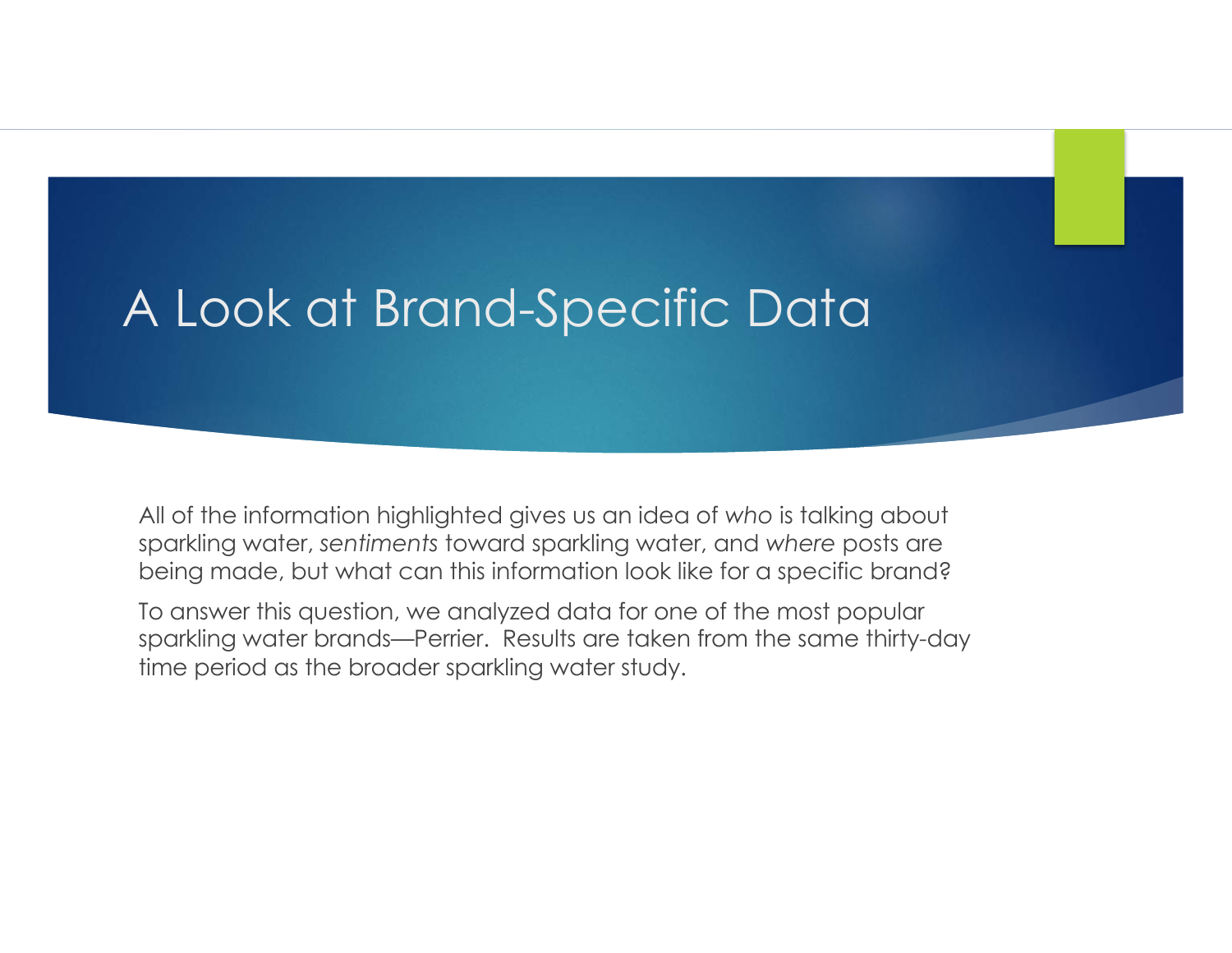# A Look at Brand-Specific Data

All of the information highlighted gives us an idea of *who* is talking about sparkling water, *sentiments* toward sparkling water, and *where* posts are being made, but what can this information look like for a specific brand?

To answer this question, we analyzed data for one of the most popular sparkling water brands—Perrier. Results are taken from the same thirty-day time period as the broader sparkling water study.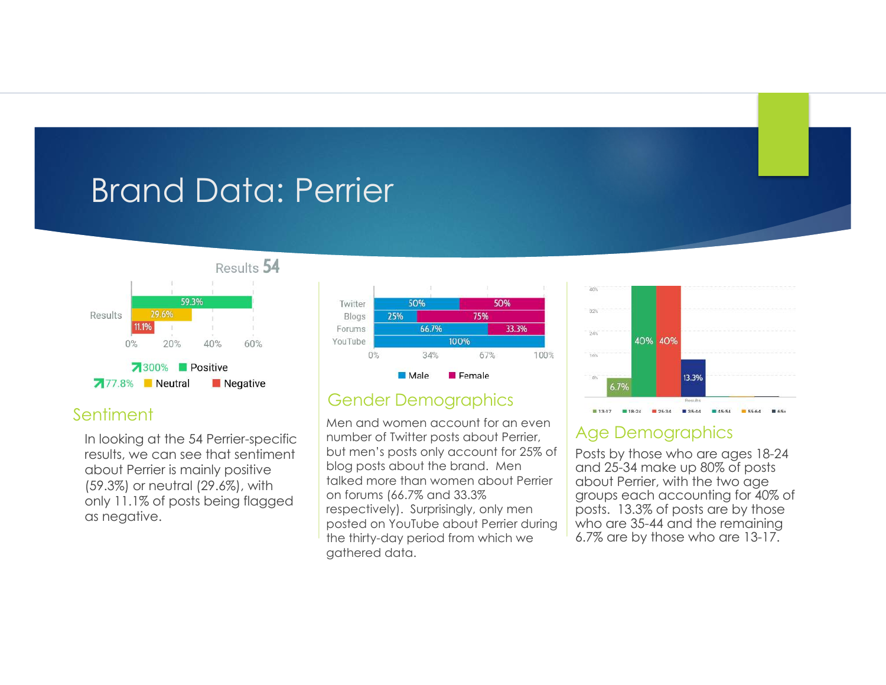# Brand Data: Perrier

## Sentiment

In looking at the 54 Perrier-specific results, we can see that sentiment about Perrier is mainly positive (59.3%) or neutral (29.6%), with only 11.1% of posts being flagged as negative.

## Gender Demographics

Men and women account for an even number of Twitter posts about Perrier, but men's posts only account for 25% of blog posts about the brand. Men talked more than women about Perrier on forums (66.7% and 33.3% respectively). Surprisingly, only men posted on YouTube about Perrier during the thirty-day period from which we gathered data.

## Age Demographics

Posts by those who are ages 18-24 and 25-34 make up 80% of posts about Perrier, with the two age groups each accounting for 40% of posts. 13.3% of posts are by those who are 35-44 and the remaining 6.7% are by those who are 13-17.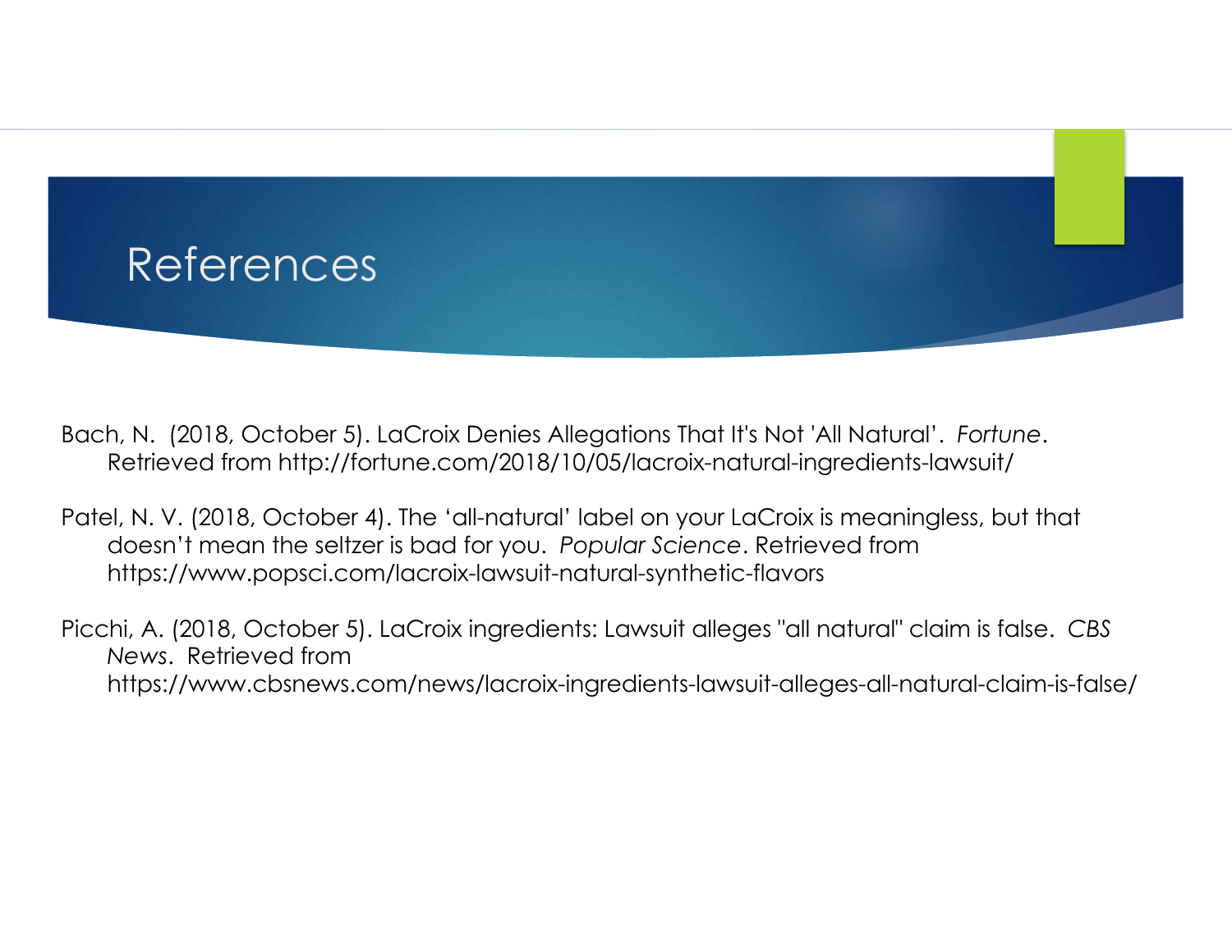# References

Bach, N. (2018, October 5). LaCroix Denies Allegations That It's Not 'All Natural'. *Fortune*. Retrieved from http://fortune.com/2018/10/05/lacroix-natural-ingredients-lawsuit/

Patel, N. V. (2018, October 4). The 'all-natural' label on your LaCroix is meaningless, but that doesn't mean the seltzer is bad for you. *Popular Science*. Retrieved from https://www.popsci.com/lacroix-lawsuit-natural-synthetic-flavors

Picchi, A. (2018, October 5). LaCroix ingredients: Lawsuit alleges "all natural" claim is false. *CBS News*. Retrieved from https://www.cbsnews.com/news/lacroix-ingredients-lawsuit-alleges-all-natural-claim-is-false/